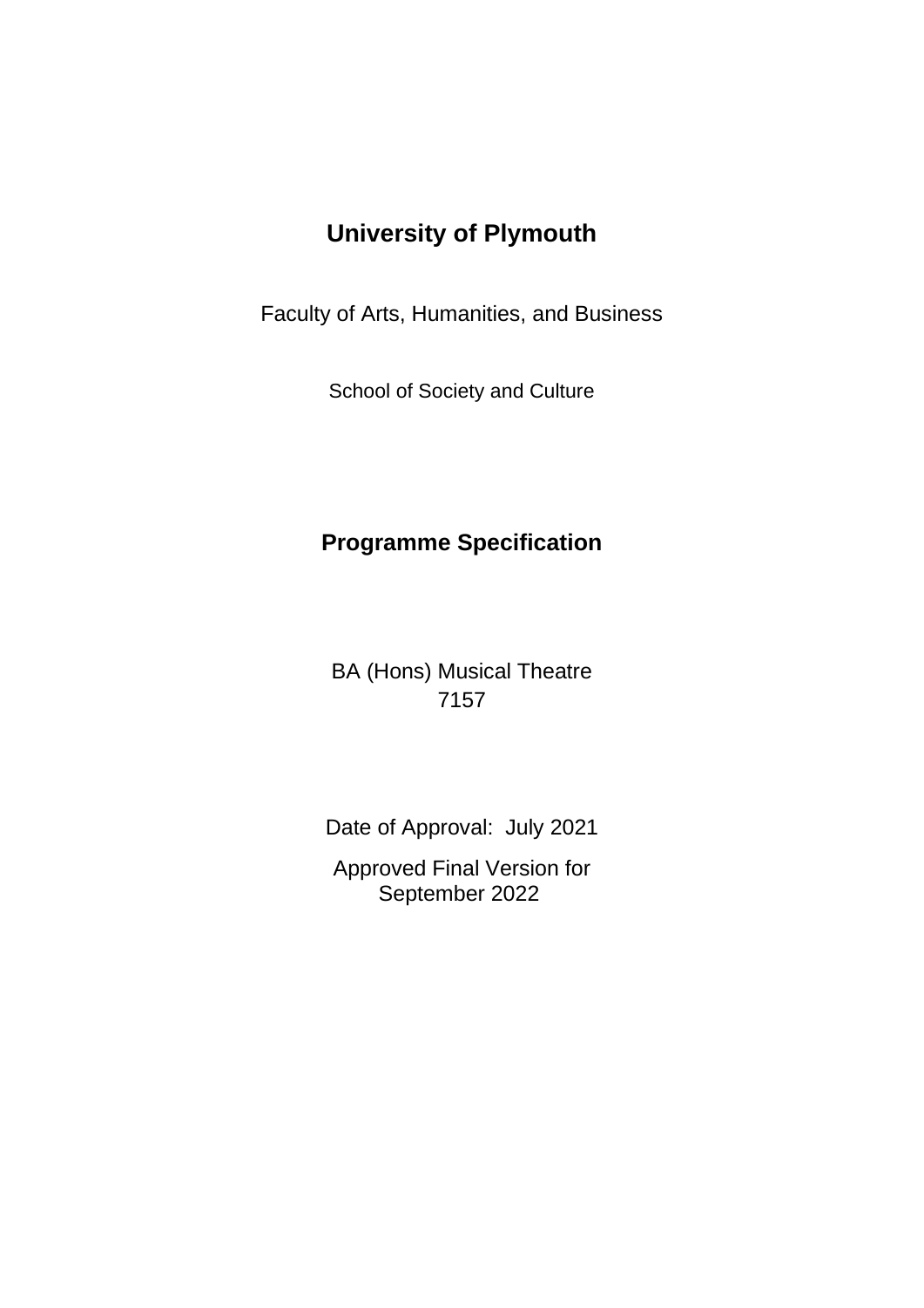# University of Plymouth

Faculty of Arts, Humanities, and Business

School of Society and Culture

## Programme Specification

BA (Hons) Musical Theatre
7157

Date of Approval: July 2021

Approved Final Version for
September 2022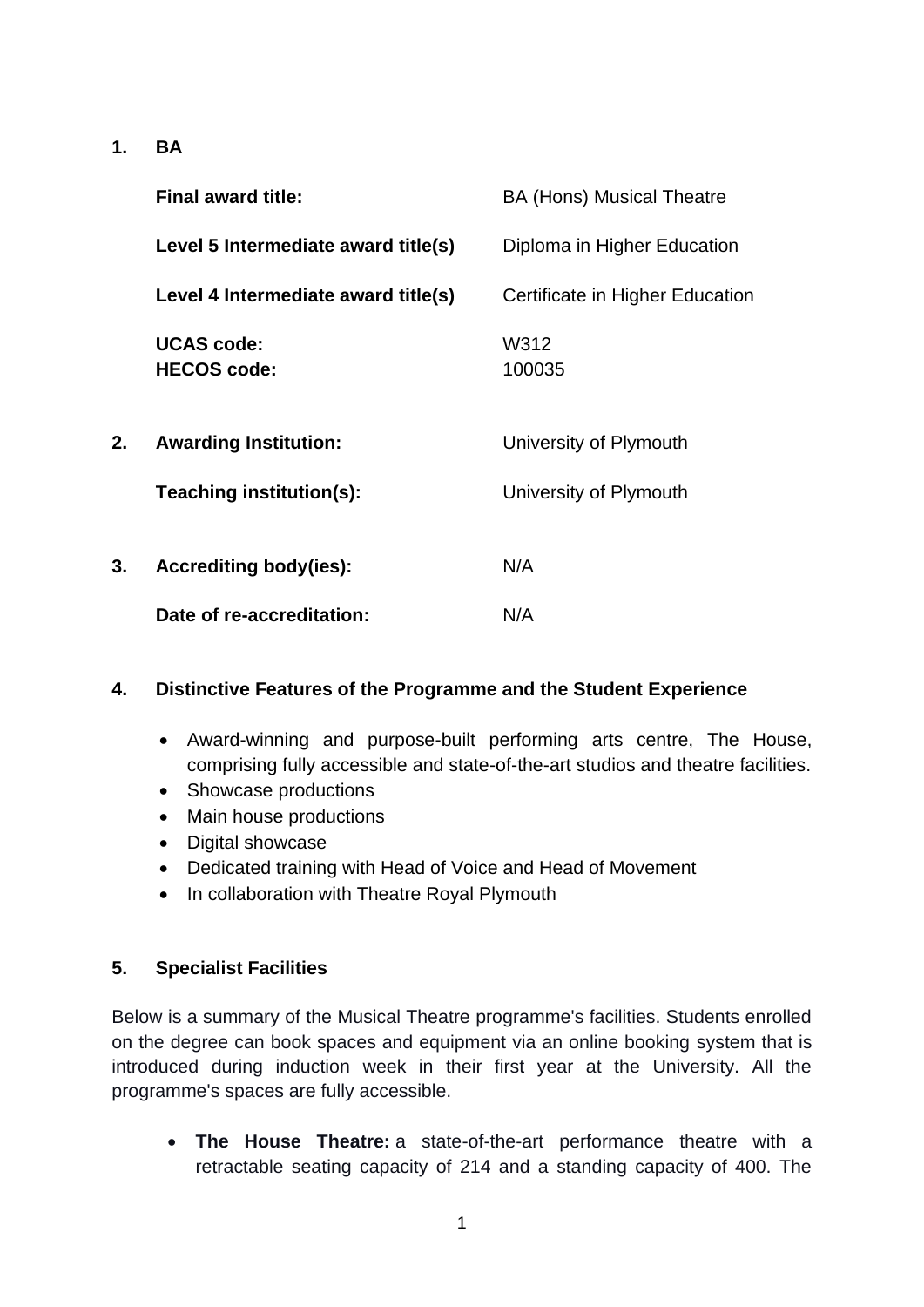## 1. BA

| | |
|---|---|
| **Final award title:** | BA (Hons) Musical Theatre |
| **Level 5 Intermediate award title(s)** | Diploma in Higher Education |
| **Level 4 Intermediate award title(s)** | Certificate in Higher Education |
| **UCAS code:** | W312 |
| **HECOS code:** | 100035 |

## 2. Awarding Institution: University of Plymouth

**Teaching institution(s):** University of Plymouth

## 3. Accrediting body(ies): N/A

**Date of re-accreditation:** N/A

## 4. Distinctive Features of the Programme and the Student Experience

- Award-winning and purpose-built performing arts centre, The House, comprising fully accessible and state-of-the-art studios and theatre facilities.
- Showcase productions
- Main house productions
- Digital showcase
- Dedicated training with Head of Voice and Head of Movement
- In collaboration with Theatre Royal Plymouth

## 5. Specialist Facilities

Below is a summary of the Musical Theatre programme's facilities. Students enrolled on the degree can book spaces and equipment via an online booking system that is introduced during induction week in their first year at the University. All the programme's spaces are fully accessible.

- **The House Theatre:** a state-of-the-art performance theatre with a retractable seating capacity of 214 and a standing capacity of 400. The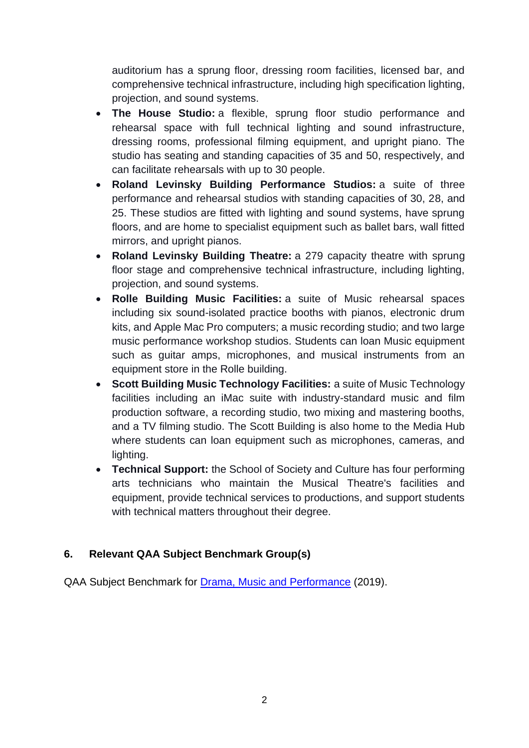auditorium has a sprung floor, dressing room facilities, licensed bar, and comprehensive technical infrastructure, including high specification lighting, projection, and sound systems.

- **The House Studio:** a flexible, sprung floor studio performance and rehearsal space with full technical lighting and sound infrastructure, dressing rooms, professional filming equipment, and upright piano. The studio has seating and standing capacities of 35 and 50, respectively, and can facilitate rehearsals with up to 30 people.
- **Roland Levinsky Building Performance Studios:** a suite of three performance and rehearsal studios with standing capacities of 30, 28, and 25. These studios are fitted with lighting and sound systems, have sprung floors, and are home to specialist equipment such as ballet bars, wall fitted mirrors, and upright pianos.
- **Roland Levinsky Building Theatre:** a 279 capacity theatre with sprung floor stage and comprehensive technical infrastructure, including lighting, projection, and sound systems.
- **Rolle Building Music Facilities:** a suite of Music rehearsal spaces including six sound-isolated practice booths with pianos, electronic drum kits, and Apple Mac Pro computers; a music recording studio; and two large music performance workshop studios. Students can loan Music equipment such as guitar amps, microphones, and musical instruments from an equipment store in the Rolle building.
- **Scott Building Music Technology Facilities:** a suite of Music Technology facilities including an iMac suite with industry-standard music and film production software, a recording studio, two mixing and mastering booths, and a TV filming studio. The Scott Building is also home to the Media Hub where students can loan equipment such as microphones, cameras, and lighting.
- **Technical Support:** the School of Society and Culture has four performing arts technicians who maintain the Musical Theatre's facilities and equipment, provide technical services to productions, and support students with technical matters throughout their degree.

## 6. Relevant QAA Subject Benchmark Group(s)

QAA Subject Benchmark for Drama, Music and Performance (2019).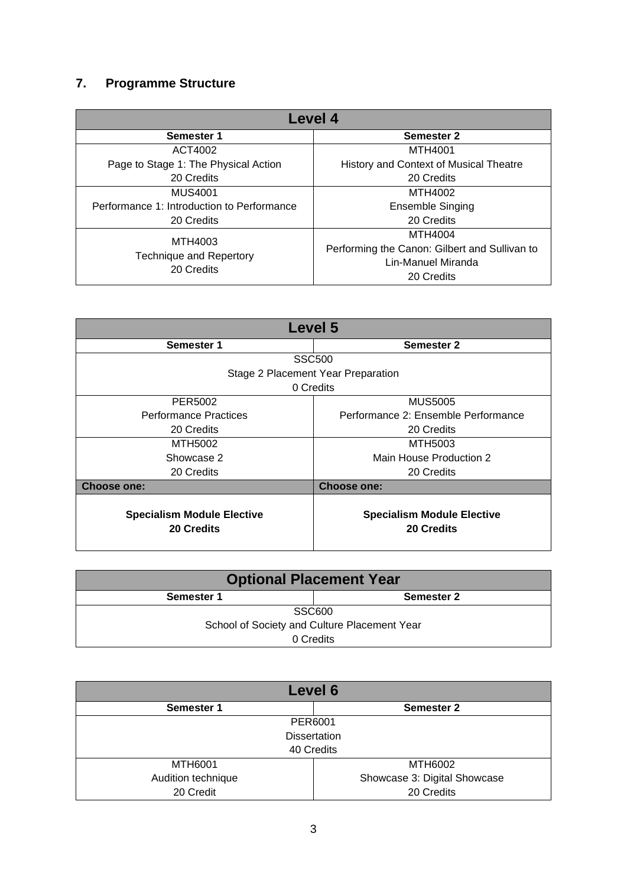## 7. Programme Structure

| Level 4 | |
|---|---|
| **Semester 1** | **Semester 2** |
| ACT4002<br>Page to Stage 1: The Physical Action<br>20 Credits | MTH4001<br>History and Context of Musical Theatre<br>20 Credits |
| MUS4001<br>Performance 1: Introduction to Performance<br>20 Credits | MTH4002<br>Ensemble Singing<br>20 Credits |
| MTH4003<br>Technique and Repertory<br>20 Credits | MTH4004<br>Performing the Canon: Gilbert and Sullivan to Lin-Manuel Miranda<br>20 Credits |

| Level 5 | |
|---|---|
| **Semester 1** | **Semester 2** |
| SSC500<br>Stage 2 Placement Year Preparation<br>0 Credits | |
| PER5002<br>Performance Practices<br>20 Credits | MUS5005<br>Performance 2: Ensemble Performance<br>20 Credits |
| MTH5002<br>Showcase 2<br>20 Credits | MTH5003<br>Main House Production 2<br>20 Credits |
| **Choose one:** | **Choose one:** |
| **Specialism Module Elective**<br>**20 Credits** | **Specialism Module Elective**<br>**20 Credits** |

| Optional Placement Year | |
|---|---|
| **Semester 1** | **Semester 2** |
| SSC600<br>School of Society and Culture Placement Year<br>0 Credits | |

| Level 6 | |
|---|---|
| **Semester 1** | **Semester 2** |
| PER6001<br>Dissertation<br>40 Credits | |
| MTH6001<br>Audition technique<br>20 Credit | MTH6002<br>Showcase 3: Digital Showcase<br>20 Credits |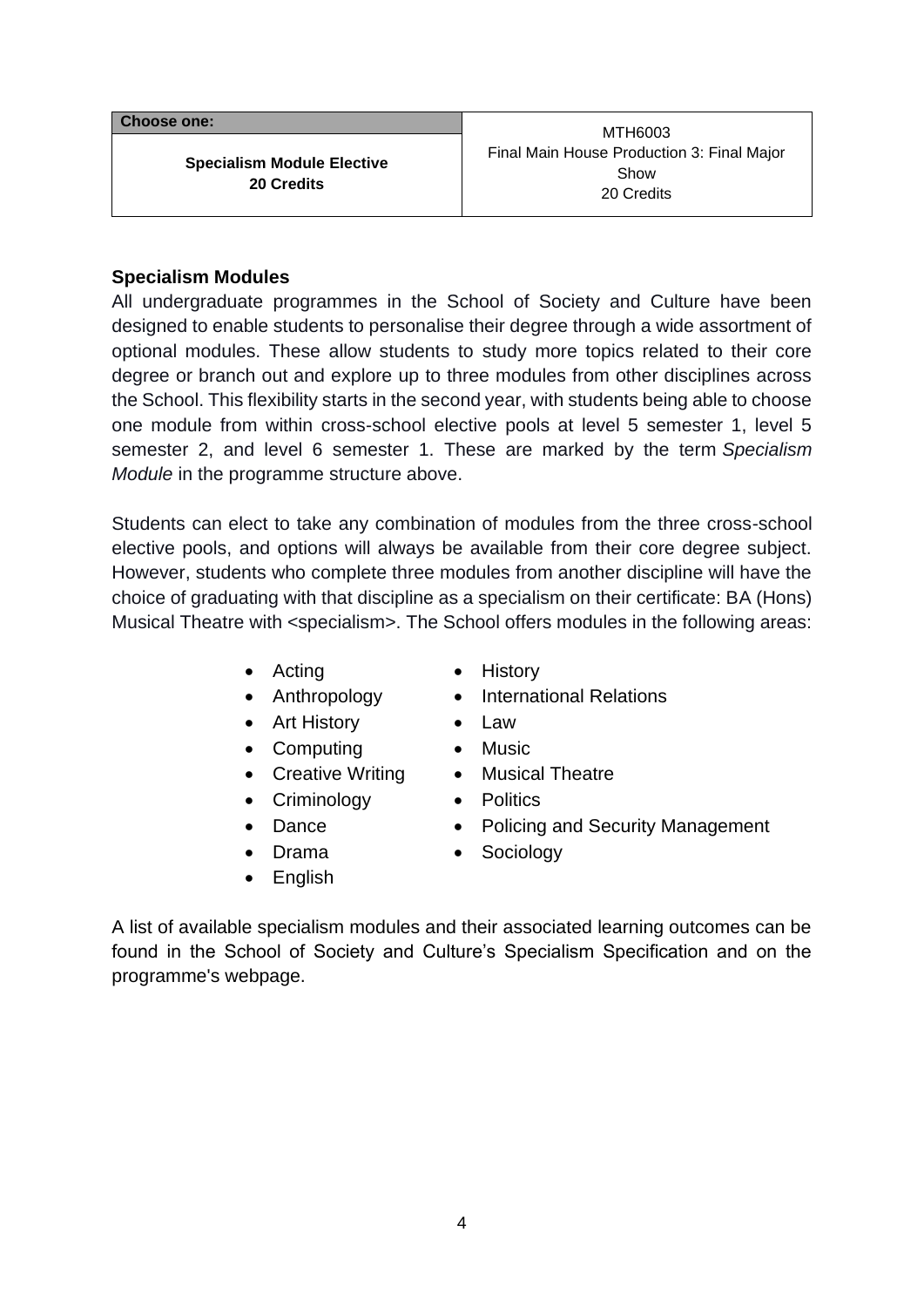| Choose one: | MTH6003<br>Final Main House Production 3: Final Major Show<br>20 Credits |
| --- | --- |
| **Specialism Module Elective**<br>**20 Credits** | |

### Specialism Modules

All undergraduate programmes in the School of Society and Culture have been designed to enable students to personalise their degree through a wide assortment of optional modules. These allow students to study more topics related to their core degree or branch out and explore up to three modules from other disciplines across the School. This flexibility starts in the second year, with students being able to choose one module from within cross-school elective pools at level 5 semester 1, level 5 semester 2, and level 6 semester 1. These are marked by the term *Specialism Module* in the programme structure above.

Students can elect to take any combination of modules from the three cross-school elective pools, and options will always be available from their core degree subject. However, students who complete three modules from another discipline will have the choice of graduating with that discipline as a specialism on their certificate: BA (Hons) Musical Theatre with <specialism>. The School offers modules in the following areas:

- Acting
- Anthropology
- Art History
- Computing
- Creative Writing
- Criminology
- Dance
- Drama
- English
- History
- International Relations
- Law
- Music
- Musical Theatre
- Politics
- Policing and Security Management
- Sociology

A list of available specialism modules and their associated learning outcomes can be found in the School of Society and Culture's Specialism Specification and on the programme's webpage.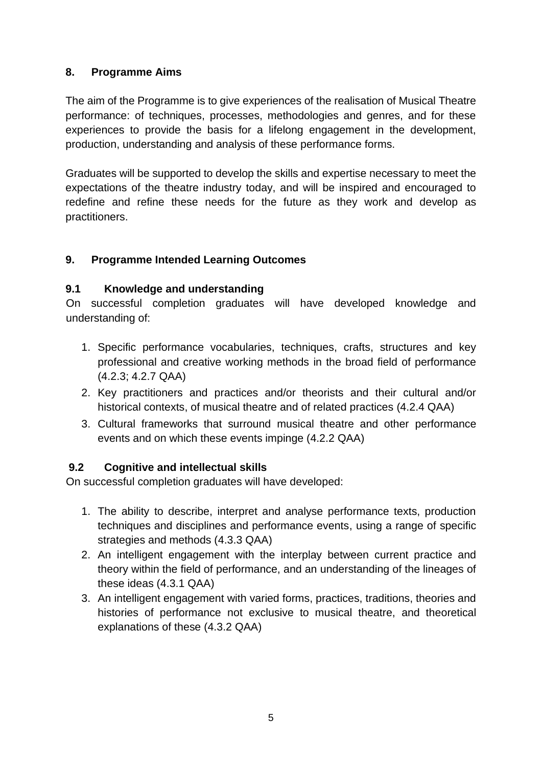## 8. Programme Aims

The aim of the Programme is to give experiences of the realisation of Musical Theatre performance: of techniques, processes, methodologies and genres, and for these experiences to provide the basis for a lifelong engagement in the development, production, understanding and analysis of these performance forms.

Graduates will be supported to develop the skills and expertise necessary to meet the expectations of the theatre industry today, and will be inspired and encouraged to redefine and refine these needs for the future as they work and develop as practitioners.

## 9. Programme Intended Learning Outcomes

### 9.1 Knowledge and understanding

On successful completion graduates will have developed knowledge and understanding of:

1. Specific performance vocabularies, techniques, crafts, structures and key professional and creative working methods in the broad field of performance (4.2.3; 4.2.7 QAA)
2. Key practitioners and practices and/or theorists and their cultural and/or historical contexts, of musical theatre and of related practices (4.2.4 QAA)
3. Cultural frameworks that surround musical theatre and other performance events and on which these events impinge (4.2.2 QAA)

### 9.2 Cognitive and intellectual skills

On successful completion graduates will have developed:

1. The ability to describe, interpret and analyse performance texts, production techniques and disciplines and performance events, using a range of specific strategies and methods (4.3.3 QAA)
2. An intelligent engagement with the interplay between current practice and theory within the field of performance, and an understanding of the lineages of these ideas (4.3.1 QAA)
3. An intelligent engagement with varied forms, practices, traditions, theories and histories of performance not exclusive to musical theatre, and theoretical explanations of these (4.3.2 QAA)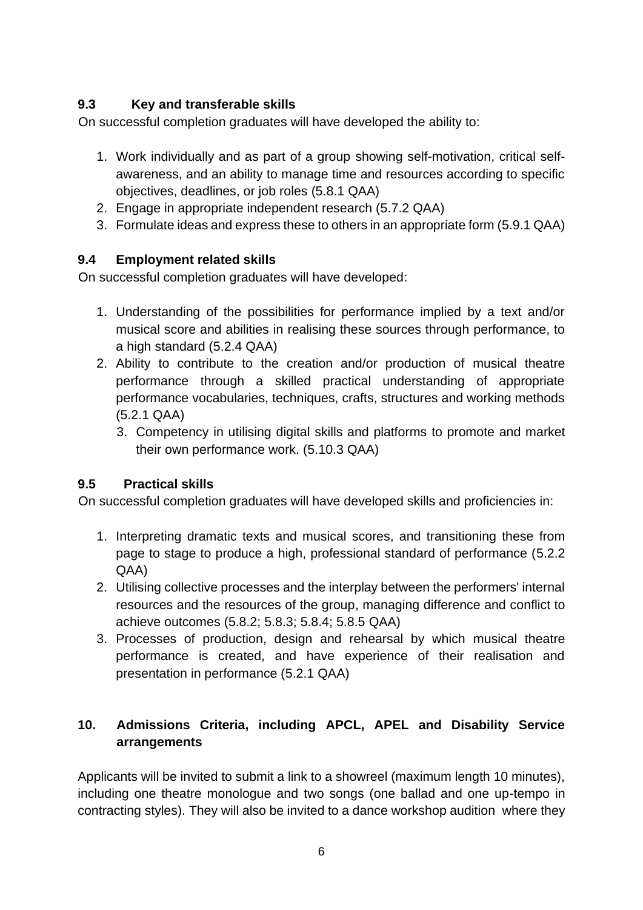### 9.3 Key and transferable skills

On successful completion graduates will have developed the ability to:

1. Work individually and as part of a group showing self-motivation, critical self-awareness, and an ability to manage time and resources according to specific objectives, deadlines, or job roles (5.8.1 QAA)
2. Engage in appropriate independent research (5.7.2 QAA)
3. Formulate ideas and express these to others in an appropriate form (5.9.1 QAA)

### 9.4 Employment related skills

On successful completion graduates will have developed:

1. Understanding of the possibilities for performance implied by a text and/or musical score and abilities in realising these sources through performance, to a high standard (5.2.4 QAA)
2. Ability to contribute to the creation and/or production of musical theatre performance through a skilled practical understanding of appropriate performance vocabularies, techniques, crafts, structures and working methods (5.2.1 QAA)
3. Competency in utilising digital skills and platforms to promote and market their own performance work. (5.10.3 QAA)

### 9.5 Practical skills

On successful completion graduates will have developed skills and proficiencies in:

1. Interpreting dramatic texts and musical scores, and transitioning these from page to stage to produce a high, professional standard of performance (5.2.2 QAA)
2. Utilising collective processes and the interplay between the performers' internal resources and the resources of the group, managing difference and conflict to achieve outcomes (5.8.2; 5.8.3; 5.8.4; 5.8.5 QAA)
3. Processes of production, design and rehearsal by which musical theatre performance is created, and have experience of their realisation and presentation in performance (5.2.1 QAA)

## 10. Admissions Criteria, including APCL, APEL and Disability Service arrangements

Applicants will be invited to submit a link to a showreel (maximum length 10 minutes), including one theatre monologue and two songs (one ballad and one up-tempo in contracting styles). They will also be invited to a dance workshop audition where they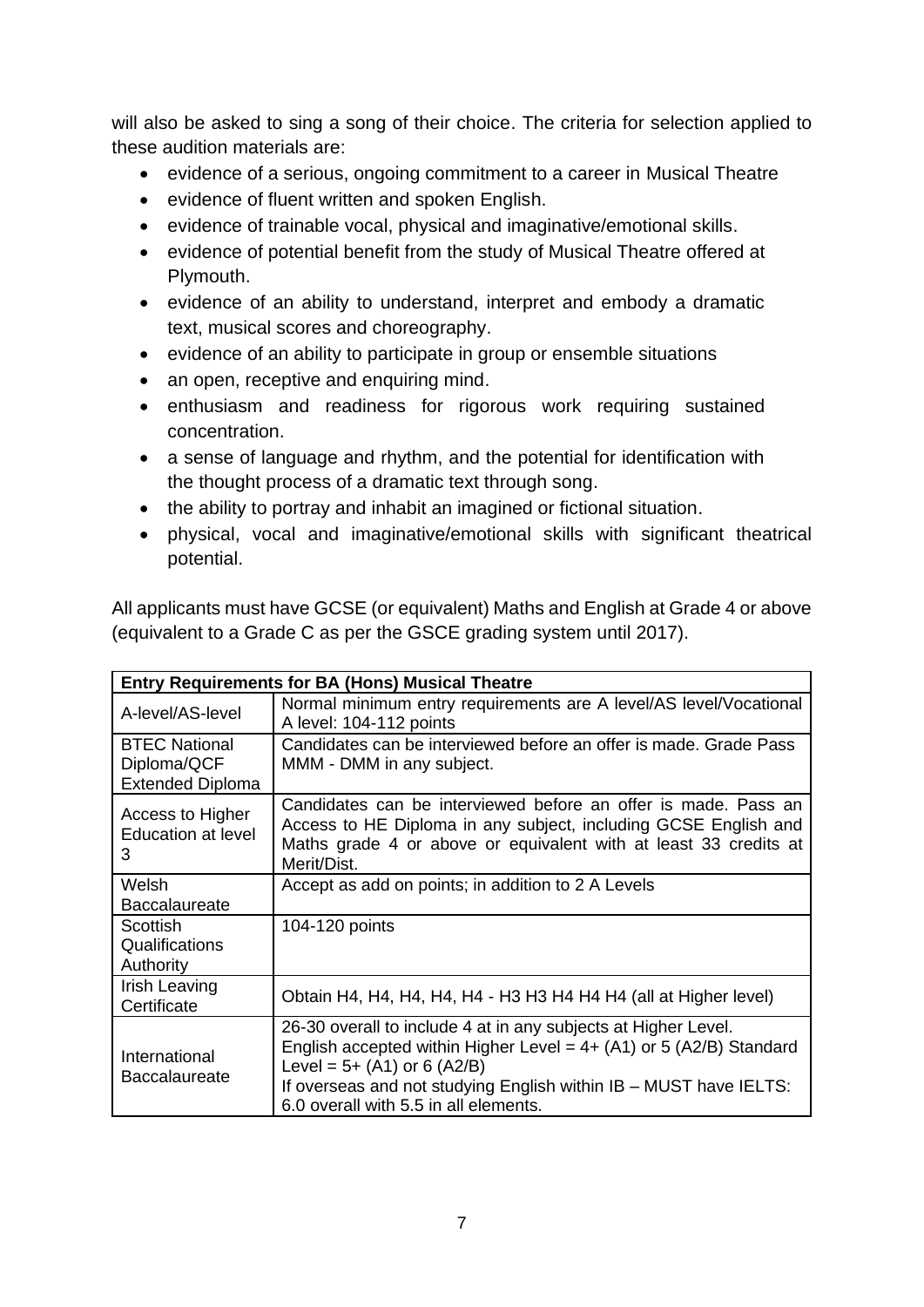will also be asked to sing a song of their choice. The criteria for selection applied to these audition materials are:

- evidence of a serious, ongoing commitment to a career in Musical Theatre
- evidence of fluent written and spoken English.
- evidence of trainable vocal, physical and imaginative/emotional skills.
- evidence of potential benefit from the study of Musical Theatre offered at Plymouth.
- evidence of an ability to understand, interpret and embody a dramatic text, musical scores and choreography.
- evidence of an ability to participate in group or ensemble situations
- an open, receptive and enquiring mind.
- enthusiasm and readiness for rigorous work requiring sustained concentration.
- a sense of language and rhythm, and the potential for identification with the thought process of a dramatic text through song.
- the ability to portray and inhabit an imagined or fictional situation.
- physical, vocal and imaginative/emotional skills with significant theatrical potential.

All applicants must have GCSE (or equivalent) Maths and English at Grade 4 or above (equivalent to a Grade C as per the GSCE grading system until 2017).

| **Entry Requirements for BA (Hons) Musical Theatre** | |
|---|---|
| A-level/AS-level | Normal minimum entry requirements are A level/AS level/Vocational A level: 104-112 points |
| BTEC National Diploma/QCF Extended Diploma | Candidates can be interviewed before an offer is made. Grade Pass MMM - DMM in any subject. |
| Access to Higher Education at level 3 | Candidates can be interviewed before an offer is made. Pass an Access to HE Diploma in any subject, including GCSE English and Maths grade 4 or above or equivalent with at least 33 credits at Merit/Dist. |
| Welsh Baccalaureate | Accept as add on points; in addition to 2 A Levels |
| Scottish Qualifications Authority | 104-120 points |
| Irish Leaving Certificate | Obtain H4, H4, H4, H4, H4 - H3 H3 H4 H4 H4 (all at Higher level) |
| International Baccalaureate | 26-30 overall to include 4 at in any subjects at Higher Level. English accepted within Higher Level = 4+ (A1) or 5 (A2/B) Standard Level = 5+ (A1) or 6 (A2/B) If overseas and not studying English within IB – MUST have IELTS: 6.0 overall with 5.5 in all elements. |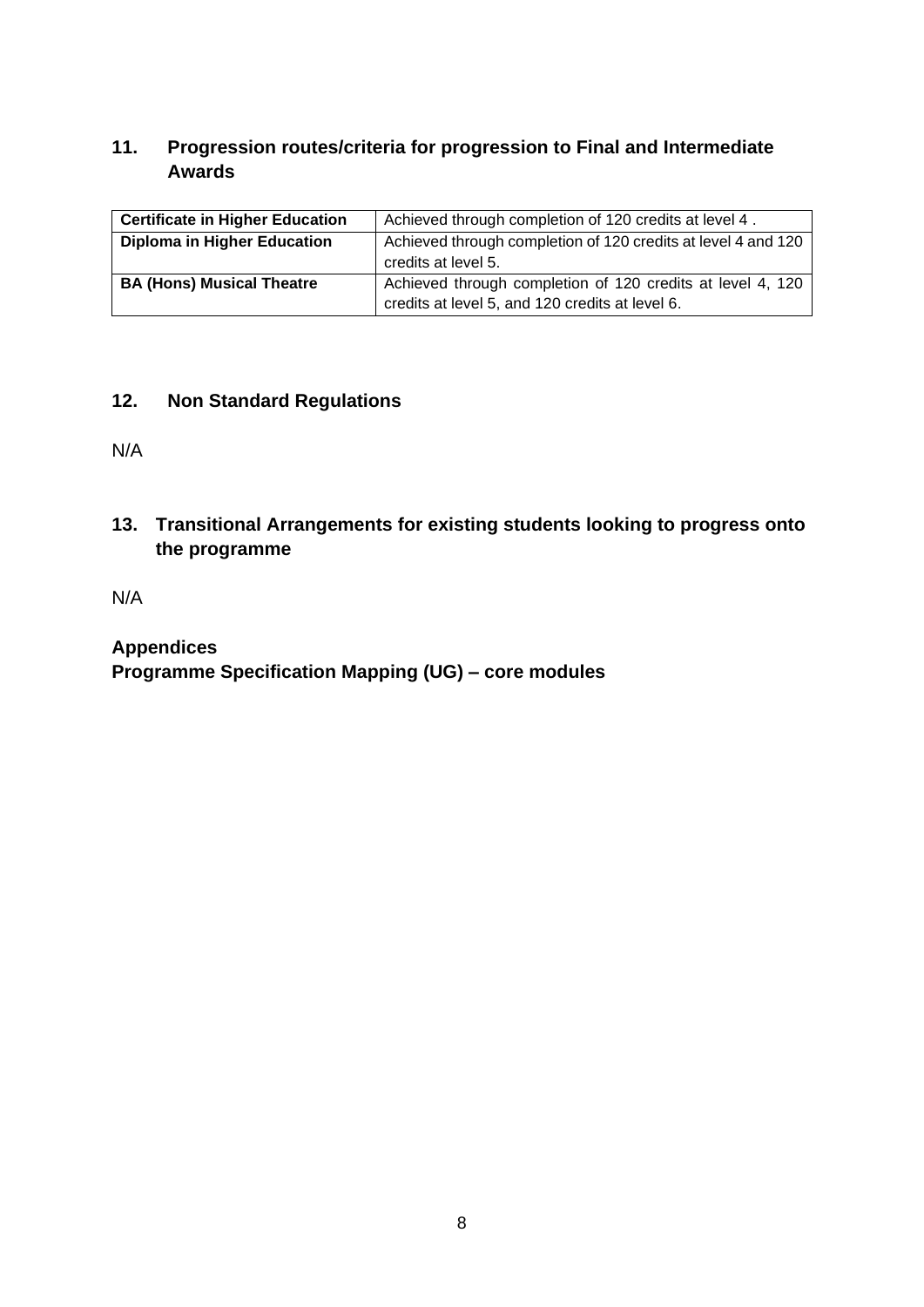## 11. Progression routes/criteria for progression to Final and Intermediate Awards

| **Certificate in Higher Education** | Achieved through completion of 120 credits at level 4 . |
|---|---|
| **Diploma in Higher Education** | Achieved through completion of 120 credits at level 4 and 120 credits at level 5. |
| **BA (Hons) Musical Theatre** | Achieved through completion of 120 credits at level 4, 120 credits at level 5, and 120 credits at level 6. |

## 12. Non Standard Regulations

N/A

## 13. Transitional Arrangements for existing students looking to progress onto the programme

N/A

**Appendices**

**Programme Specification Mapping (UG) – core modules**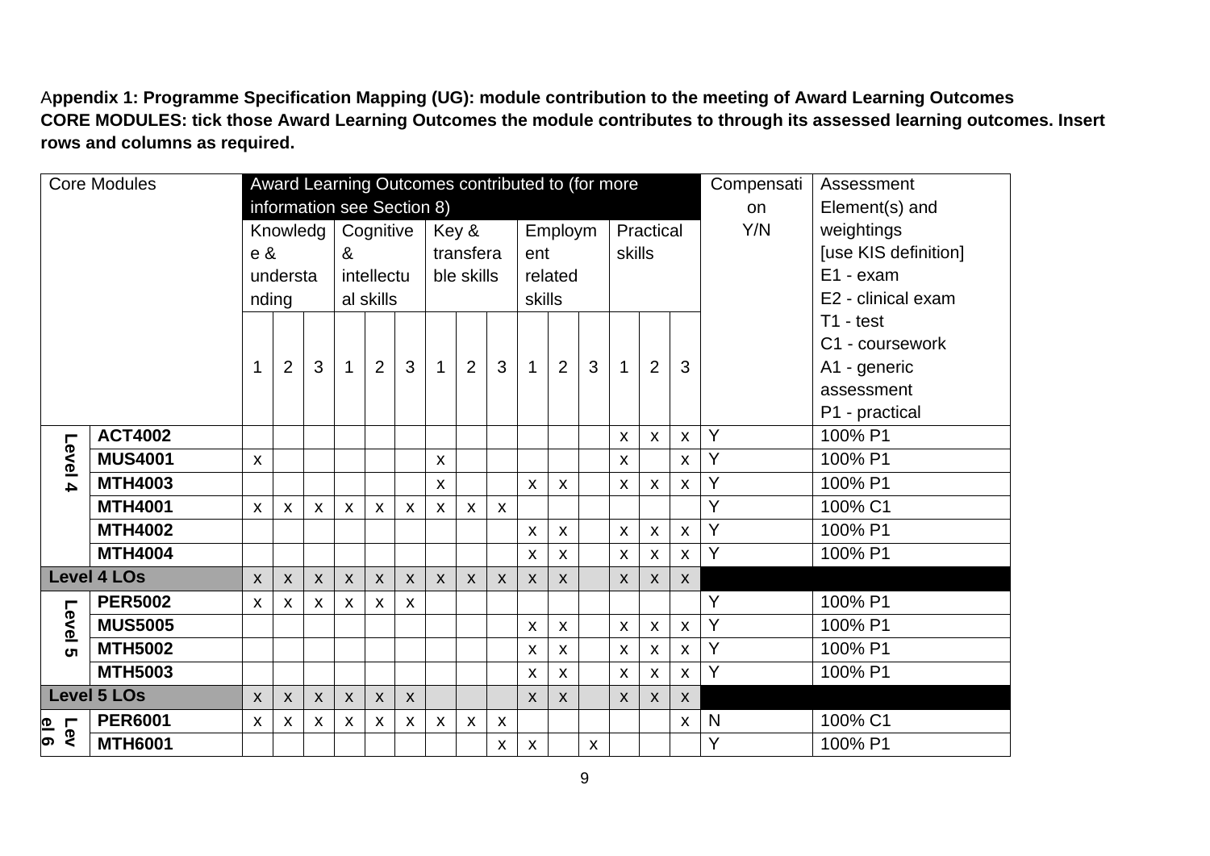**Appendix 1: Programme Specification Mapping (UG): module contribution to the meeting of Award Learning Outcomes**
**CORE MODULES: tick those Award Learning Outcomes the module contributes to through its assessed learning outcomes. Insert rows and columns as required.**

| Core Modules | | Award Learning Outcomes contributed to (for more information see Section 8) | | | | | | | | | | | | | | | Compensation Y/N | Assessment Element(s) and weightings [use KIS definition] E1 - exam E2 - clinical exam T1 - test C1 - coursework A1 - generic assessment P1 - practical |
|---|---|---|---|---|---|---|---|---|---|---|---|---|---|---|---|---|---|---|
| | | Knowledge & understanding | | | Cognitive & intellectual skills | | | Key & transferable skills | | | Employment related skills | | | Practical skills | | | | |
| | | 1 | 2 | 3 | 1 | 2 | 3 | 1 | 2 | 3 | 1 | 2 | 3 | 1 | 2 | 3 | | |
| **Level 4** | **ACT4002** | | | | | | | | | | | | | x | x | x | Y | 100% P1 |
| | **MUS4001** | x | | | | | | x | | | | | | x | | x | Y | 100% P1 |
| | **MTH4003** | | | | | | | x | | | x | x | | x | x | x | Y | 100% P1 |
| | **MTH4001** | x | x | x | x | x | x | x | x | x | | | | | | | Y | 100% C1 |
| | **MTH4002** | | | | | | | | | | x | x | | x | x | x | Y | 100% P1 |
| | **MTH4004** | | | | | | | | | | x | x | | x | x | x | Y | 100% P1 |
| **Level 4 LOs** | | x | x | x | x | x | x | x | x | x | x | x | | x | x | x | | |
| **Level 5** | **PER5002** | x | x | x | x | x | x | | | | | | | | | | Y | 100% P1 |
| | **MUS5005** | | | | | | | | | | x | x | | x | x | x | Y | 100% P1 |
| | **MTH5002** | | | | | | | | | | x | x | | x | x | x | Y | 100% P1 |
| | **MTH5003** | | | | | | | | | | x | x | | x | x | x | Y | 100% P1 |
| **Level 5 LOs** | | x | x | x | x | x | x | | | | x | x | | x | x | x | | |
| **Level 6** | **PER6001** | x | x | x | x | x | x | x | x | x | | | | | | x | N | 100% C1 |
| | **MTH6001** | | | | | | | | | x | x | | x | | | | Y | 100% P1 |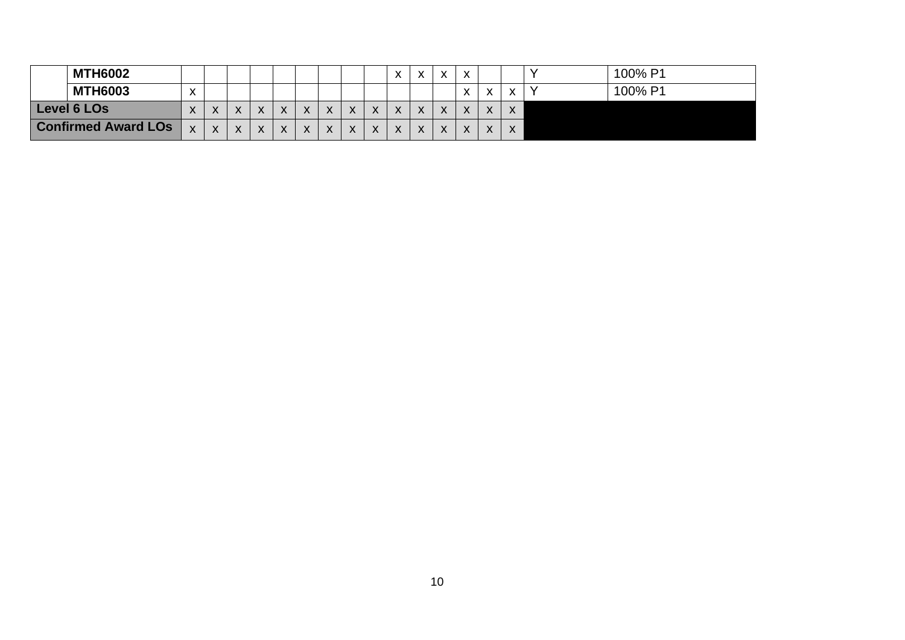| | | | | | | | | | | | | | | | | | | |
|---|---|---|---|---|---|---|---|---|---|---|---|---|---|---|---|---|---|---|
| | **MTH6002** | | | | | | | | | | x | x | x | x | | | Y | 100% P1 |
| | **MTH6003** | x | | | | | | | | | | | | x | x | x | Y | 100% P1 |
| **Level 6 LOs** | | x | x | x | x | x | x | x | x | x | x | x | x | x | x | x | | |
| **Confirmed Award LOs** | | x | x | x | x | x | x | x | x | x | x | x | x | x | x | x | | |